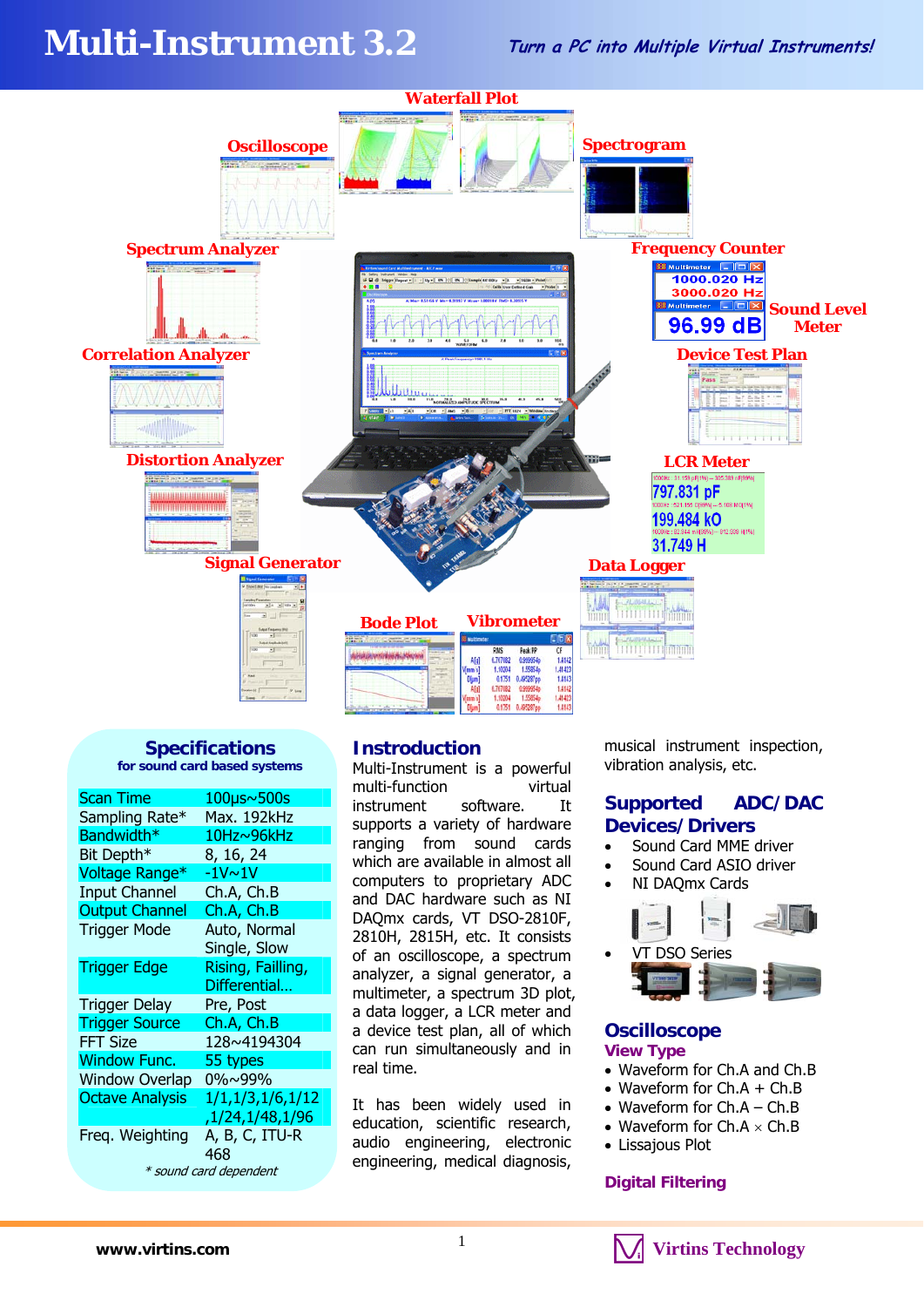# Multi-Instrument 3.2

*Turn a PC into Multiple Virtual Instruments!*

Waterfall Plot

Oscilloscope

Spectrogram

Spectrum Analyzer

Frequency Counter

Sound Level Meter

Correlation Analyzer

Device Test Plan

Distortion Analyzer

LCR Meter

Signal Generator

Data Logger

Bode Plot

Vibrometer

## Specifications

**for sound card based systems**

| | |
|---|---|
| Scan Time | 100µs~500s |
| Sampling Rate* | Max. 192kHz |
| Bandwidth* | 10Hz~96kHz |
| Bit Depth* | 8, 16, 24 |
| Voltage Range* | -1V~1V |
| Input Channel | Ch.A, Ch.B |
| Output Channel | Ch.A, Ch.B |
| Trigger Mode | Auto, Normal Single, Slow |
| Trigger Edge | Rising, Failling, Differential… |
| Trigger Delay | Pre, Post |
| Trigger Source | Ch.A, Ch.B |
| FFT Size | 128~4194304 |
| Window Func. | 55 types |
| Window Overlap | 0%~99% |
| Octave Analysis | 1/1,1/3,1/6,1/12 ,1/24,1/48,1/96 |
| Freq. Weighting | A, B, C, ITU-R 468 |

*\* sound card dependent*

## Instroduction

Multi-Instrument is a powerful multi-function virtual instrument software. It supports a variety of hardware ranging from sound cards which are available in almost all computers to proprietary ADC and DAC hardware such as NI DAQmx cards, VT DSO-2810F, 2810H, 2815H, etc. It consists of an oscilloscope, a spectrum analyzer, a signal generator, a multimeter, a spectrum 3D plot, a data logger, a LCR meter and a device test plan, all of which can run simultaneously and in real time.

It has been widely used in education, scientific research, audio engineering, electronic engineering, medical diagnosis, musical instrument inspection, vibration analysis, etc.

## Supported ADC/DAC Devices/Drivers

- Sound Card MME driver
- Sound Card ASIO driver
- NI DAQmx Cards
- VT DSO Series

## Oscilloscope

### View Type

- Waveform for Ch.A and Ch.B
- Waveform for Ch.A + Ch.B
- Waveform for Ch.A – Ch.B
- Waveform for Ch.A × Ch.B
- Lissajous Plot

### Digital Filtering

www.virtins.com

Virtins Technology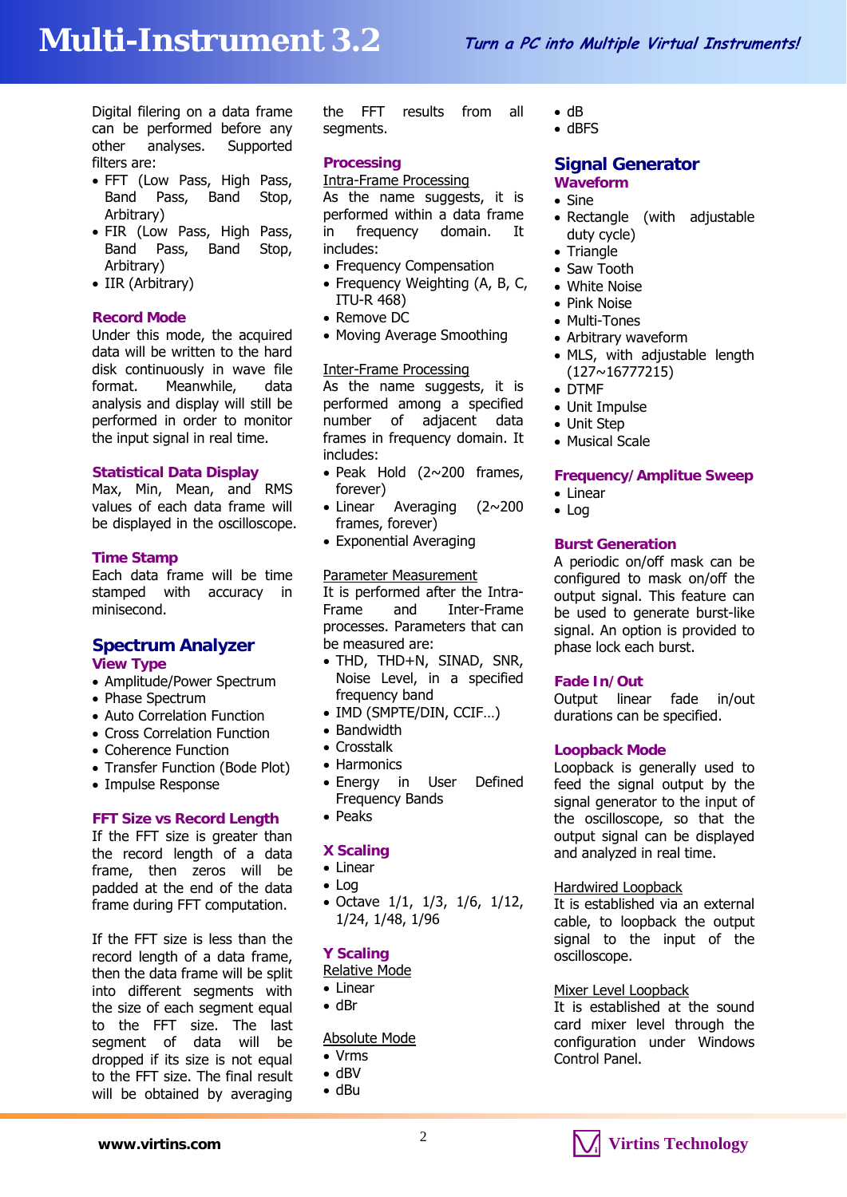Digital filering on a data frame can be performed before any other analyses. Supported filters are:

- FFT (Low Pass, High Pass, Band Pass, Band Stop, Arbitrary)
- FIR (Low Pass, High Pass, Band Pass, Band Stop, Arbitrary)
- IIR (Arbitrary)

### Record Mode

Under this mode, the acquired data will be written to the hard disk continuously in wave file format. Meanwhile, data analysis and display will still be performed in order to monitor the input signal in real time.

### Statistical Data Display

Max, Min, Mean, and RMS values of each data frame will be displayed in the oscilloscope.

### Time Stamp

Each data frame will be time stamped with accuracy in minisecond.

## Spectrum Analyzer

### View Type

- Amplitude/Power Spectrum
- Phase Spectrum
- Auto Correlation Function
- Cross Correlation Function
- Coherence Function
- Transfer Function (Bode Plot)
- Impulse Response

### FFT Size vs Record Length

If the FFT size is greater than the record length of a data frame, then zeros will be padded at the end of the data frame during FFT computation.

If the FFT size is less than the record length of a data frame, then the data frame will be split into different segments with the size of each segment equal to the FFT size. The last segment of data will be dropped if its size is not equal to the FFT size. The final result will be obtained by averaging the FFT results from all segments.

### Processing

<u>Intra-Frame Processing</u>

As the name suggests, it is performed within a data frame in frequency domain. It includes:

- Frequency Compensation
- Frequency Weighting (A, B, C, ITU-R 468)
- Remove DC
- Moving Average Smoothing

<u>Inter-Frame Processing</u>

As the name suggests, it is performed among a specified number of adjacent data frames in frequency domain. It includes:

- Peak Hold (2~200 frames, forever)
- Linear Averaging (2~200 frames, forever)
- Exponential Averaging

<u>Parameter Measurement</u>

It is performed after the Intra-Frame and Inter-Frame processes. Parameters that can be measured are:

- THD, THD+N, SINAD, SNR, Noise Level, in a specified frequency band
- IMD (SMPTE/DIN, CCIF…)
- Bandwidth
- Crosstalk
- Harmonics
- Energy in User Defined Frequency Bands
- Peaks

### X Scaling

- Linear
- Log
- Octave 1/1, 1/3, 1/6, 1/12, 1/24, 1/48, 1/96

### Y Scaling

<u>Relative Mode</u>

- Linear
- dBr

<u>Absolute Mode</u>

- Vrms
- dBV
- dBu
- dB
- dBFS

## Signal Generator

### Waveform

- Sine
- Rectangle (with adjustable duty cycle)
- Triangle
- Saw Tooth
- White Noise
- Pink Noise
- Multi-Tones
- Arbitrary waveform
- MLS, with adjustable length (127~16777215)
- DTMF
- Unit Impulse
- Unit Step
- Musical Scale

### Frequency/Amplitude Sweep

- Linear
- Log

### Burst Generation

A periodic on/off mask can be configured to mask on/off the output signal. This feature can be used to generate burst-like signal. An option is provided to phase lock each burst.

### Fade In/Out

Output linear fade in/out durations can be specified.

### Loopback Mode

Loopback is generally used to feed the signal output by the signal generator to the input of the oscilloscope, so that the output signal can be displayed and analyzed in real time.

<u>Hardwired Loopback</u>

It is established via an external cable, to loopback the output signal to the input of the oscilloscope.

<u>Mixer Level Loopback</u>

It is established at the sound card mixer level through the configuration under Windows Control Panel.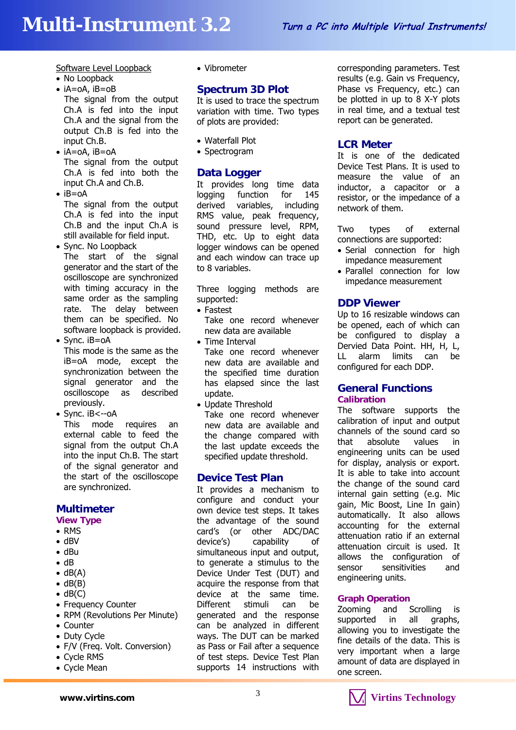Software Level Loopback

- No Loopback
- iA=oA, iB=oB
  The signal from the output Ch.A is fed into the input Ch.A and the signal from the output Ch.B is fed into the input Ch.B.
- iA=oA, iB=oA
  The signal from the output Ch.A is fed into both the input Ch.A and Ch.B.
- iB=oA
  The signal from the output Ch.A is fed into the input Ch.B and the input Ch.A is still available for field input.
- Sync. No Loopback
  The start of the signal generator and the start of the oscilloscope are synchronized with timing accuracy in the same order as the sampling rate. The delay between them can be specified. No software loopback is provided.
- Sync. iB=oA
  This mode is the same as the iB=oA mode, except the synchronization between the signal generator and the oscilloscope as described previously.
- Sync. iB<--oA
  This mode requires an external cable to feed the signal from the output Ch.A into the input Ch.B. The start of the signal generator and the start of the oscilloscope are synchronized.

## Multimeter

### View Type

- RMS
- dBV
- dBu
- dB
- dB(A)
- dB(B)
- dB(C)
- Frequency Counter
- RPM (Revolutions Per Minute)
- Counter
- Duty Cycle
- F/V (Freq. Volt. Conversion)
- Cycle RMS
- Cycle Mean
- Vibrometer

## Spectrum 3D Plot

It is used to trace the spectrum variation with time. Two types of plots are provided:

- Waterfall Plot
- Spectrogram

## Data Logger

It provides long time data logging function for 145 derived variables, including RMS value, peak frequency, sound pressure level, RPM, THD, etc. Up to eight data logger windows can be opened and each window can trace up to 8 variables.

Three logging methods are supported:

- Fastest
  Take one record whenever new data are available
- Time Interval
  Take one record whenever new data are available and the specified time duration has elapsed since the last update.
- Update Threshold
  Take one record whenever new data are available and the change compared with the last update exceeds the specified update threshold.

## Device Test Plan

It provides a mechanism to configure and conduct your own device test steps. It takes the advantage of the sound card's (or other ADC/DAC device's) capability of simultaneous input and output, to generate a stimulus to the Device Under Test (DUT) and acquire the response from that device at the same time. Different stimuli can be generated and the response can be analyzed in different ways. The DUT can be marked as Pass or Fail after a sequence of test steps. Device Test Plan supports 14 instructions with corresponding parameters. Test results (e.g. Gain vs Frequency, Phase vs Frequency, etc.) can be plotted in up to 8 X-Y plots in real time, and a textual test report can be generated.

## LCR Meter

It is one of the dedicated Device Test Plans. It is used to measure the value of an inductor, a capacitor or a resistor, or the impedance of a network of them.

Two types of external connections are supported:

- Serial connection for high impedance measurement
- Parallel connection for low impedance measurement

## DDP Viewer

Up to 16 resizable windows can be opened, each of which can be configured to display a Dervied Data Point. HH, H, L, LL alarm limits can be configured for each DDP.

## General Functions

### Calibration

The software supports the calibration of input and output channels of the sound card so that absolute values in engineering units can be used for display, analysis or export. It is able to take into account the change of the sound card internal gain setting (e.g. Mic gain, Mic Boost, Line In gain) automatically. It also allows accounting for the external attenuation ratio if an external attenuation circuit is used. It allows the configuration of sensor sensitivities and engineering units.

### Graph Operation

Zooming and Scrolling is supported in all graphs, allowing you to investigate the fine details of the data. This is very important when a large amount of data are displayed in one screen.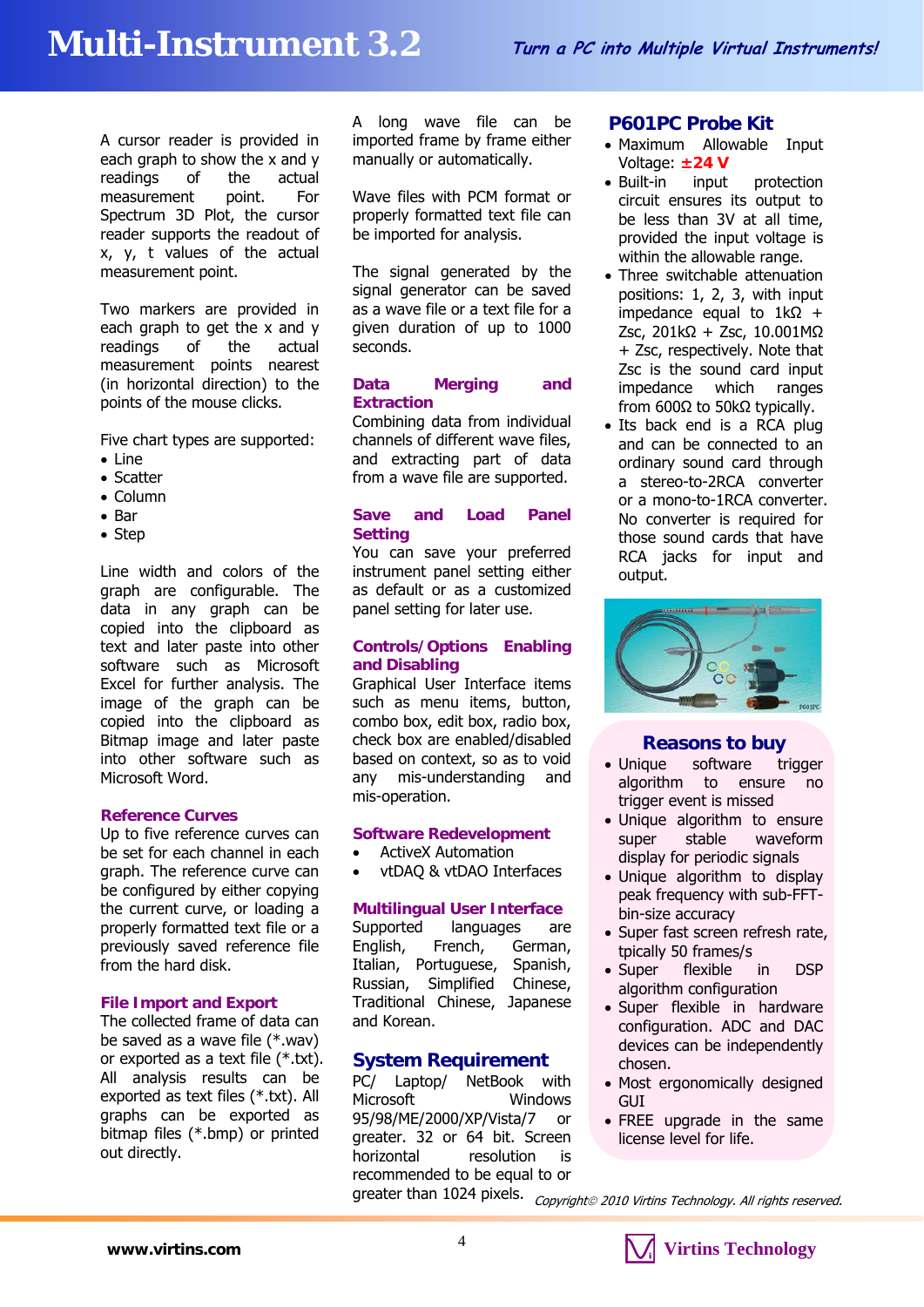A cursor reader is provided in each graph to show the x and y readings of the actual measurement point. For Spectrum 3D Plot, the cursor reader supports the readout of x, y, t values of the actual measurement point.

Two markers are provided in each graph to get the x and y readings of the actual measurement points nearest (in horizontal direction) to the points of the mouse clicks.

Five chart types are supported:

- Line
- Scatter
- Column
- Bar
- Step

Line width and colors of the graph are configurable. The data in any graph can be copied into the clipboard as text and later paste into other software such as Microsoft Excel for further analysis. The image of the graph can be copied into the clipboard as Bitmap image and later paste into other software such as Microsoft Word.

### Reference Curves

Up to five reference curves can be set for each channel in each graph. The reference curve can be configured by either copying the current curve, or loading a properly formatted text file or a previously saved reference file from the hard disk.

### File Import and Export

The collected frame of data can be saved as a wave file (*.wav) or exported as a text file (*.txt). All analysis results can be exported as text files (*.txt). All graphs can be exported as bitmap files (*.bmp) or printed out directly.

A long wave file can be imported frame by frame either manually or automatically.

Wave files with PCM format or properly formatted text file can be imported for analysis.

The signal generated by the signal generator can be saved as a wave file or a text file for a given duration of up to 1000 seconds.

### Data Merging and Extraction

Combining data from individual channels of different wave files, and extracting part of data from a wave file are supported.

### Save and Load Panel Setting

You can save your preferred instrument panel setting either as default or as a customized panel setting for later use.

### Controls/Options Enabling and Disabling

Graphical User Interface items such as menu items, button, combo box, edit box, radio box, check box are enabled/disabled based on context, so as to void any mis-understanding and mis-operation.

### Software Redevelopment

- ActiveX Automation
- vtDAQ & vtDAO Interfaces

### Multilingual User Interface

Supported languages are English, French, German, Italian, Portuguese, Spanish, Russian, Simplified Chinese, Traditional Chinese, Japanese and Korean.

## System Requirement

PC/ Laptop/ NetBook with Microsoft Windows 95/98/ME/2000/XP/Vista/7 or greater. 32 or 64 bit. Screen horizontal resolution is recommended to be equal to or greater than 1024 pixels.

## P601PC Probe Kit

- Maximum Allowable Input Voltage: **±24 V**
- Built-in input protection circuit ensures its output to be less than 3V at all time, provided the input voltage is within the allowable range.
- Three switchable attenuation positions: 1, 2, 3, with input impedance equal to 1kΩ + Zsc, 201kΩ + Zsc, 10.001MΩ + Zsc, respectively. Note that Zsc is the sound card input impedance which ranges from 600Ω to 50kΩ typically.
- Its back end is a RCA plug and can be connected to an ordinary sound card through a stereo-to-2RCA converter or a mono-to-1RCA converter. No converter is required for those sound cards that have RCA jacks for input and output.

## Reasons to buy

- Unique software trigger algorithm to ensure no trigger event is missed
- Unique algorithm to ensure super stable waveform display for periodic signals
- Unique algorithm to display peak frequency with sub-FFT-bin-size accuracy
- Super fast screen refresh rate, tpically 50 frames/s
- Super flexible in DSP algorithm configuration
- Super flexible in hardware configuration. ADC and DAC devices can be independently chosen.
- Most ergonomically designed GUI
- FREE upgrade in the same license level for life.

*Copyright© 2010 Virtins Technology. All rights reserved.*